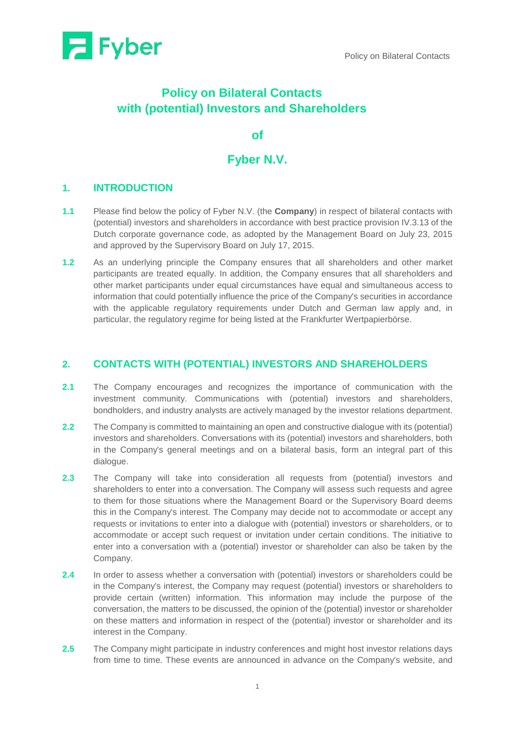# Policy on Bilateral Contacts with (potential) Investors and Shareholders

## of

# Fyber N.V.

## 1. INTRODUCTION

**1.1** Please find below the policy of Fyber N.V. (the **Company**) in respect of bilateral contacts with (potential) investors and shareholders in accordance with best practice provision IV.3.13 of the Dutch corporate governance code, as adopted by the Management Board on July 23, 2015 and approved by the Supervisory Board on July 17, 2015.

**1.2** As an underlying principle the Company ensures that all shareholders and other market participants are treated equally. In addition, the Company ensures that all shareholders and other market participants under equal circumstances have equal and simultaneous access to information that could potentially influence the price of the Company's securities in accordance with the applicable regulatory requirements under Dutch and German law apply and, in particular, the regulatory regime for being listed at the Frankfurter Wertpapierbörse.

## 2. CONTACTS WITH (POTENTIAL) INVESTORS AND SHAREHOLDERS

**2.1** The Company encourages and recognizes the importance of communication with the investment community. Communications with (potential) investors and shareholders, bondholders, and industry analysts are actively managed by the investor relations department.

**2.2** The Company is committed to maintaining an open and constructive dialogue with its (potential) investors and shareholders. Conversations with its (potential) investors and shareholders, both in the Company's general meetings and on a bilateral basis, form an integral part of this dialogue.

**2.3** The Company will take into consideration all requests from (potential) investors and shareholders to enter into a conversation. The Company will assess such requests and agree to them for those situations where the Management Board or the Supervisory Board deems this in the Company's interest. The Company may decide not to accommodate or accept any requests or invitations to enter into a dialogue with (potential) investors or shareholders, or to accommodate or accept such request or invitation under certain conditions. The initiative to enter into a conversation with a (potential) investor or shareholder can also be taken by the Company.

**2.4** In order to assess whether a conversation with (potential) investors or shareholders could be in the Company's interest, the Company may request (potential) investors or shareholders to provide certain (written) information. This information may include the purpose of the conversation, the matters to be discussed, the opinion of the (potential) investor or shareholder on these matters and information in respect of the (potential) investor or shareholder and its interest in the Company.

**2.5** The Company might participate in industry conferences and might host investor relations days from time to time. These events are announced in advance on the Company's website, and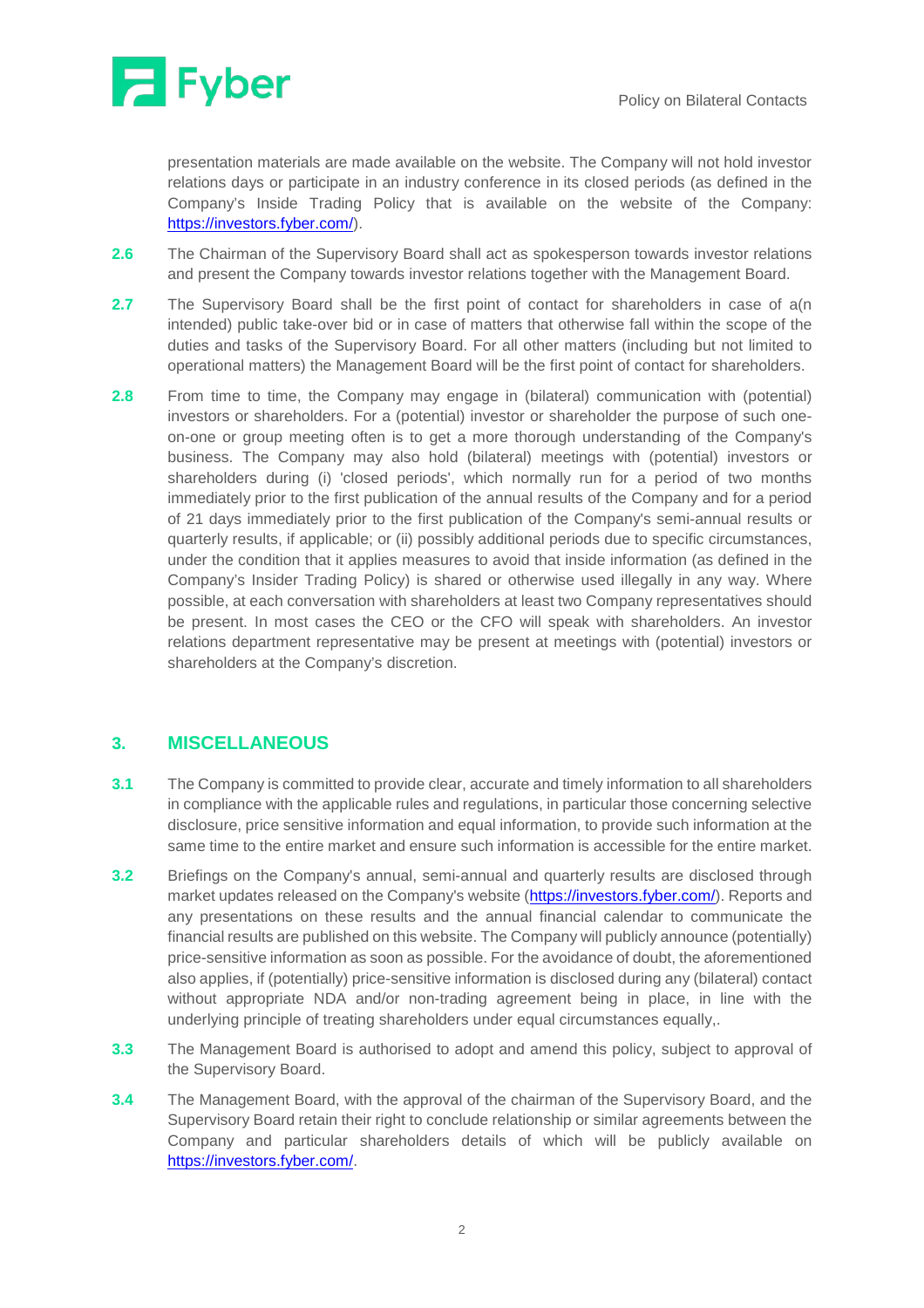presentation materials are made available on the website. The Company will not hold investor relations days or participate in an industry conference in its closed periods (as defined in the Company's Inside Trading Policy that is available on the website of the Company: https://investors.fyber.com/).

**2.6** The Chairman of the Supervisory Board shall act as spokesperson towards investor relations and present the Company towards investor relations together with the Management Board.

**2.7** The Supervisory Board shall be the first point of contact for shareholders in case of a(n intended) public take-over bid or in case of matters that otherwise fall within the scope of the duties and tasks of the Supervisory Board. For all other matters (including but not limited to operational matters) the Management Board will be the first point of contact for shareholders.

**2.8** From time to time, the Company may engage in (bilateral) communication with (potential) investors or shareholders. For a (potential) investor or shareholder the purpose of such one-on-one or group meeting often is to get a more thorough understanding of the Company's business. The Company may also hold (bilateral) meetings with (potential) investors or shareholders during (i) 'closed periods', which normally run for a period of two months immediately prior to the first publication of the annual results of the Company and for a period of 21 days immediately prior to the first publication of the Company's semi-annual results or quarterly results, if applicable; or (ii) possibly additional periods due to specific circumstances, under the condition that it applies measures to avoid that inside information (as defined in the Company's Insider Trading Policy) is shared or otherwise used illegally in any way. Where possible, at each conversation with shareholders at least two Company representatives should be present. In most cases the CEO or the CFO will speak with shareholders. An investor relations department representative may be present at meetings with (potential) investors or shareholders at the Company's discretion.

## 3. MISCELLANEOUS

**3.1** The Company is committed to provide clear, accurate and timely information to all shareholders in compliance with the applicable rules and regulations, in particular those concerning selective disclosure, price sensitive information and equal information, to provide such information at the same time to the entire market and ensure such information is accessible for the entire market.

**3.2** Briefings on the Company's annual, semi-annual and quarterly results are disclosed through market updates released on the Company's website (https://investors.fyber.com/). Reports and any presentations on these results and the annual financial calendar to communicate the financial results are published on this website. The Company will publicly announce (potentially) price-sensitive information as soon as possible. For the avoidance of doubt, the aforementioned also applies, if (potentially) price-sensitive information is disclosed during any (bilateral) contact without appropriate NDA and/or non-trading agreement being in place, in line with the underlying principle of treating shareholders under equal circumstances equally,.

**3.3** The Management Board is authorised to adopt and amend this policy, subject to approval of the Supervisory Board.

**3.4** The Management Board, with the approval of the chairman of the Supervisory Board, and the Supervisory Board retain their right to conclude relationship or similar agreements between the Company and particular shareholders details of which will be publicly available on https://investors.fyber.com/.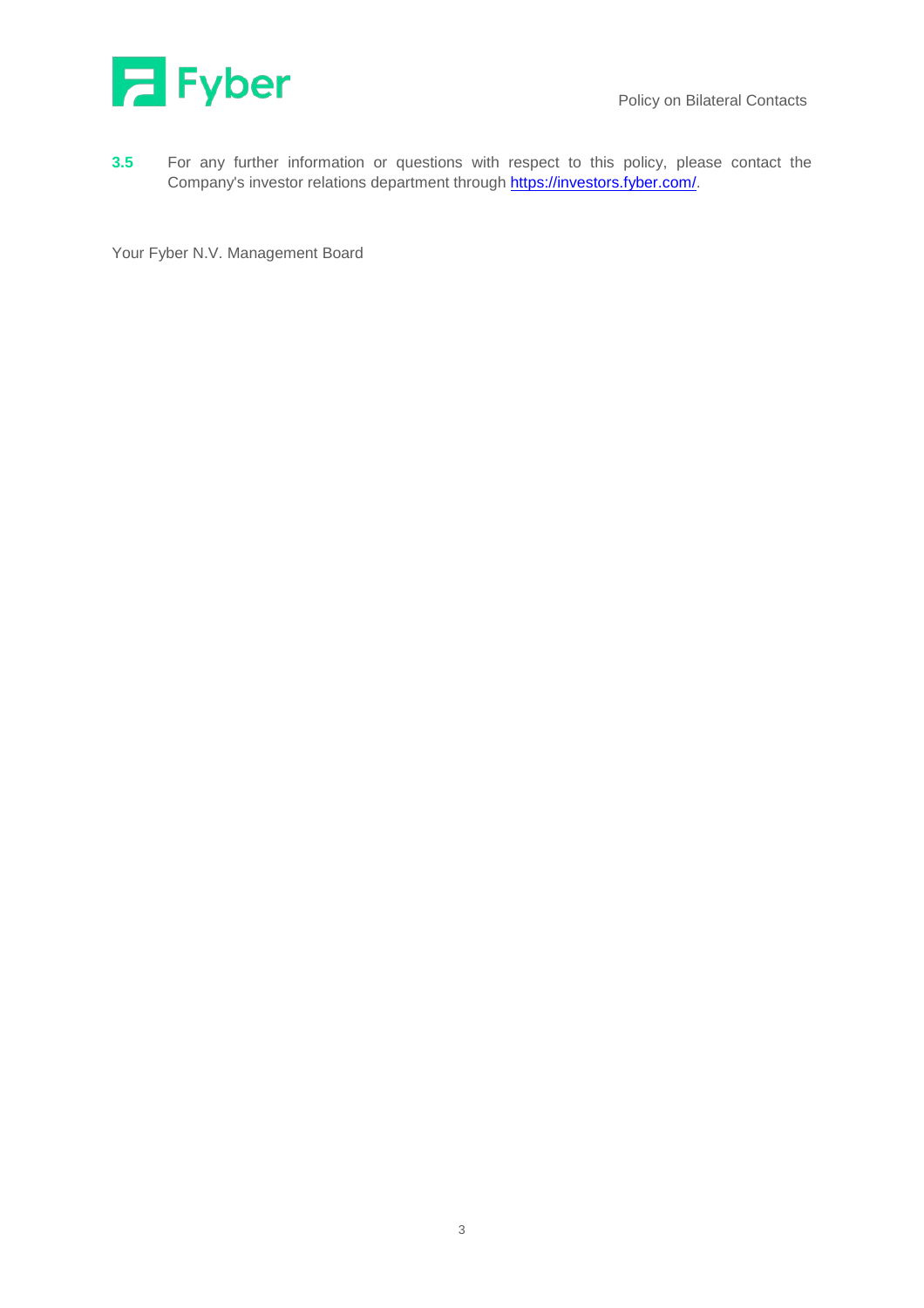**3.5** For any further information or questions with respect to this policy, please contact the Company's investor relations department through [https://investors.fyber.com/](https://investors.fyber.com/).

Your Fyber N.V. Management Board